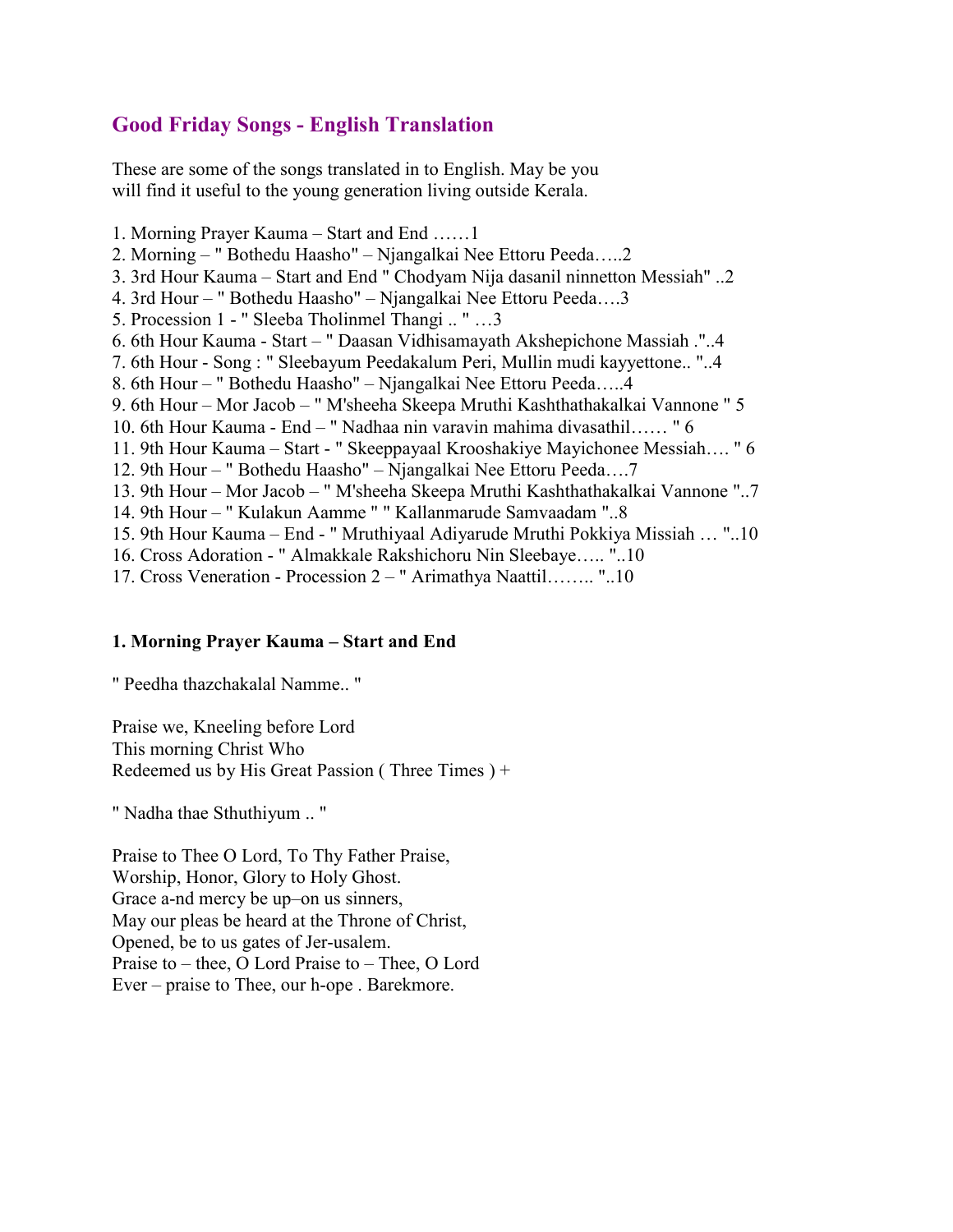## Good Friday Songs - English Translation

These are some of the songs translated in to English. May be you will find it useful to the young generation living outside Kerala.

1. Morning Prayer Kauma – Start and End ……1
2. Morning – " Bothedu Haasho" – Njangalkai Nee Ettoru Peeda…..2
3. 3rd Hour Kauma – Start and End " Chodyam Nija dasanil ninnetton Messiah" ..2
4. 3rd Hour – " Bothedu Haasho" – Njangalkai Nee Ettoru Peeda….3
5. Procession 1 - " Sleeba Tholinmel Thangi .. " …3
6. 6th Hour Kauma - Start – " Daasan Vidhisamayath Akshepichone Massiah ."..4
7. 6th Hour - Song : " Sleebayum Peedakalum Peri, Mullin mudi kayyettone.. "..4
8. 6th Hour – " Bothedu Haasho" – Njangalkai Nee Ettoru Peeda…..4
9. 6th Hour – Mor Jacob – " M'sheeha Skeepa Mruthi Kashthathakalkai Vannone " 5
10. 6th Hour Kauma - End – " Nadhaa nin varavin mahima divasathil…… " 6
11. 9th Hour Kauma – Start - " Skeeppayaal Krooshakiye Mayichonee Messiah…. " 6
12. 9th Hour – " Bothedu Haasho" – Njangalkai Nee Ettoru Peeda….7
13. 9th Hour – Mor Jacob – " M'sheeha Skeepa Mruthi Kashthathakalkai Vannone "..7
14. 9th Hour – " Kulakun Aamme " " Kallanmarude Samvaadam "..8
15. 9th Hour Kauma – End - " Mruthiyaal Adiyarude Mruthi Pokkiya Missiah … "..10
16. Cross Adoration - " Almakkale Rakshichoru Nin Sleebaye….. "..10
17. Cross Veneration - Procession 2 – " Arimathya Naattil…….. "..10

### 1. Morning Prayer Kauma – Start and End

" Peedha thazchakalal Namme.. "

Praise we, Kneeling before Lord
This morning Christ Who
Redeemed us by His Great Passion ( Three Times ) +

" Nadha thae Sthuthiyum .. "

Praise to Thee O Lord, To Thy Father Praise,
Worship, Honor, Glory to Holy Ghost.
Grace a-nd mercy be up–on us sinners,
May our pleas be heard at the Throne of Christ,
Opened, be to us gates of Jer-usalem.
Praise to – thee, O Lord Praise to – Thee, O Lord
Ever – praise to Thee, our h-ope . Barekmore.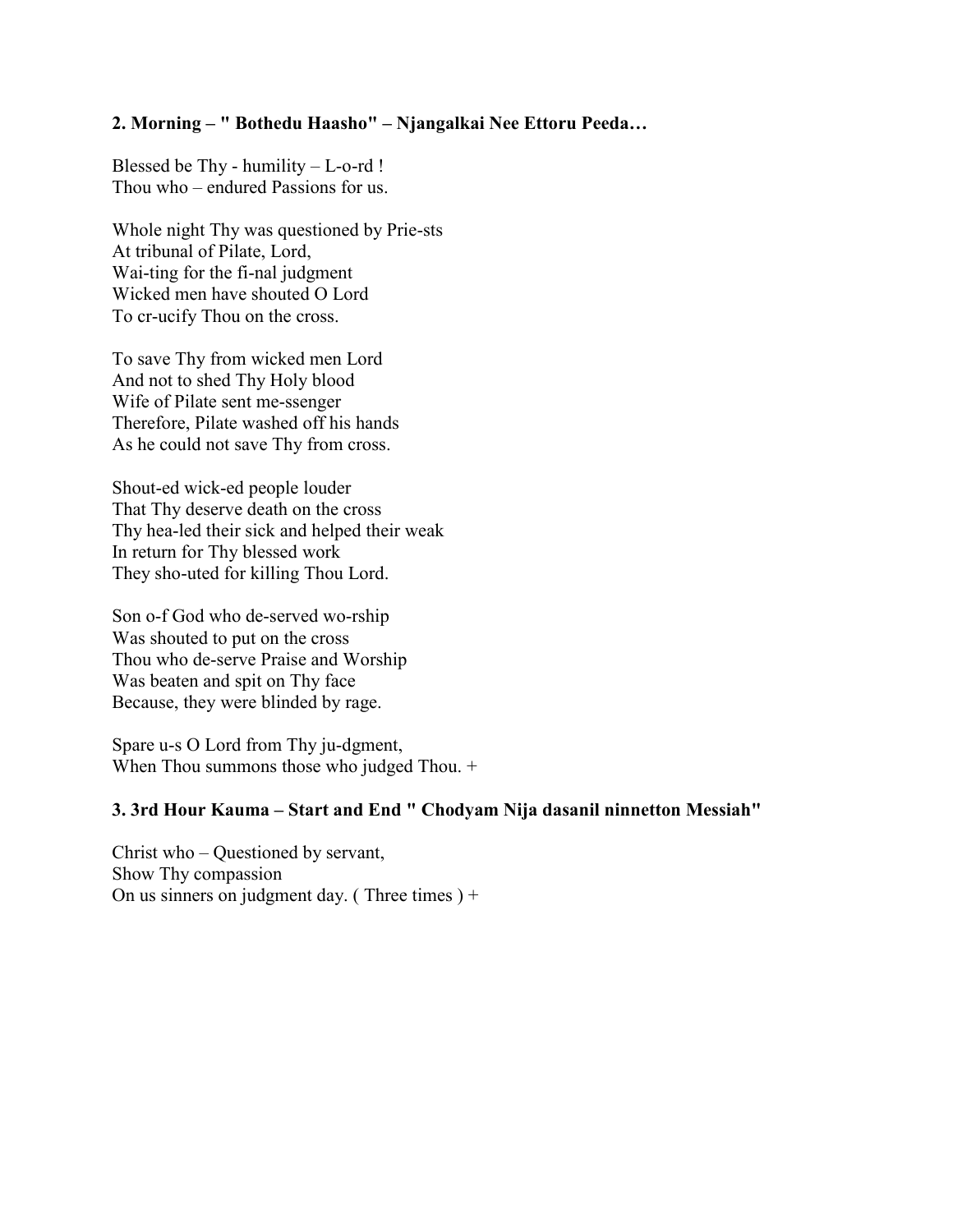**2. Morning – " Bothedu Haasho" – Njangalkai Nee Ettoru Peeda…**

Blessed be Thy - humility – L-o-rd !
Thou who – endured Passions for us.

Whole night Thy was questioned by Prie-sts
At tribunal of Pilate, Lord,
Wai-ting for the fi-nal judgment
Wicked men have shouted O Lord
To cr-ucify Thou on the cross.

To save Thy from wicked men Lord
And not to shed Thy Holy blood
Wife of Pilate sent me-ssenger
Therefore, Pilate washed off his hands
As he could not save Thy from cross.

Shout-ed wick-ed people louder
That Thy deserve death on the cross
Thy hea-led their sick and helped their weak
In return for Thy blessed work
They sho-uted for killing Thou Lord.

Son o-f God who de-served wo-rship
Was shouted to put on the cross
Thou who de-serve Praise and Worship
Was beaten and spit on Thy face
Because, they were blinded by rage.

Spare u-s O Lord from Thy ju-dgment,
When Thou summons those who judged Thou. +

**3. 3rd Hour Kauma – Start and End " Chodyam Nija dasanil ninnetton Messiah"**

Christ who – Questioned by servant,
Show Thy compassion
On us sinners on judgment day. ( Three times ) +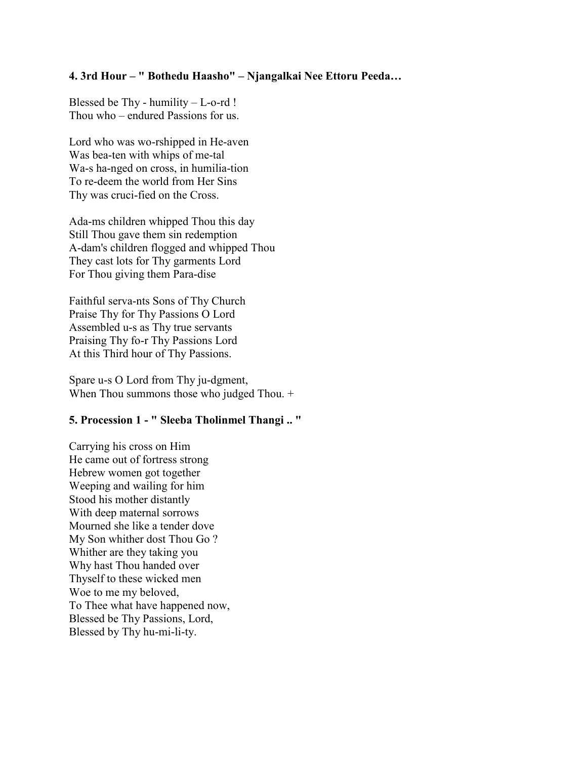**4. 3rd Hour – " Bothedu Haasho" – Njangalkai Nee Ettoru Peeda…**

Blessed be Thy - humility – L-o-rd !
Thou who – endured Passions for us.

Lord who was wo-rshipped in He-aven
Was bea-ten with whips of me-tal
Wa-s ha-nged on cross, in humilia-tion
To re-deem the world from Her Sins
Thy was cruci-fied on the Cross.

Ada-ms children whipped Thou this day
Still Thou gave them sin redemption
A-dam's children flogged and whipped Thou
They cast lots for Thy garments Lord
For Thou giving them Para-dise

Faithful serva-nts Sons of Thy Church
Praise Thy for Thy Passions O Lord
Assembled u-s as Thy true servants
Praising Thy fo-r Thy Passions Lord
At this Third hour of Thy Passions.

Spare u-s O Lord from Thy ju-dgment,
When Thou summons those who judged Thou. +

**5. Procession 1 - " Sleeba Tholinmel Thangi .. "**

Carrying his cross on Him
He came out of fortress strong
Hebrew women got together
Weeping and wailing for him
Stood his mother distantly
With deep maternal sorrows
Mourned she like a tender dove
My Son whither dost Thou Go ?
Whither are they taking you
Why hast Thou handed over
Thyself to these wicked men
Woe to me my beloved,
To Thee what have happened now,
Blessed be Thy Passions, Lord,
Blessed by Thy hu-mi-li-ty.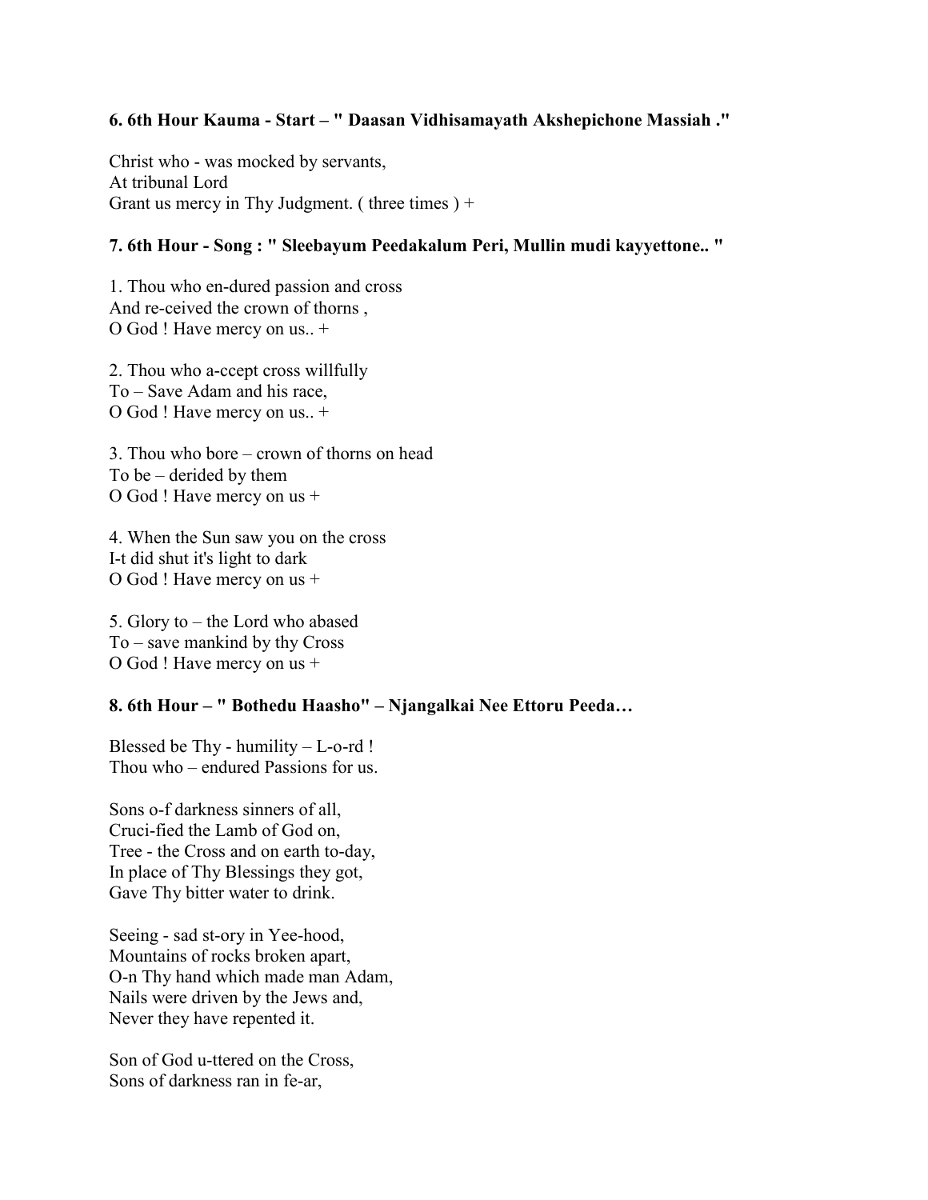**6. 6th Hour Kauma - Start – " Daasan Vidhisamayath Akshepichone Massiah ."**

Christ who - was mocked by servants,
At tribunal Lord
Grant us mercy in Thy Judgment. ( three times ) +

**7. 6th Hour - Song : " Sleebayum Peedakalum Peri, Mullin mudi kayyettone.. "**

1. Thou who en-dured passion and cross
And re-ceived the crown of thorns ,
O God ! Have mercy on us.. +

2. Thou who a-ccept cross willfully
To – Save Adam and his race,
O God ! Have mercy on us.. +

3. Thou who bore – crown of thorns on head
To be – derided by them
O God ! Have mercy on us +

4. When the Sun saw you on the cross
I-t did shut it's light to dark
O God ! Have mercy on us +

5. Glory to – the Lord who abased
To – save mankind by thy Cross
O God ! Have mercy on us +

**8. 6th Hour – " Bothedu Haasho" – Njangalkai Nee Ettoru Peeda…**

Blessed be Thy - humility – L-o-rd !
Thou who – endured Passions for us.

Sons o-f darkness sinners of all,
Cruci-fied the Lamb of God on,
Tree - the Cross and on earth to-day,
In place of Thy Blessings they got,
Gave Thy bitter water to drink.

Seeing - sad st-ory in Yee-hood,
Mountains of rocks broken apart,
O-n Thy hand which made man Adam,
Nails were driven by the Jews and,
Never they have repented it.

Son of God u-ttered on the Cross,
Sons of darkness ran in fe-ar,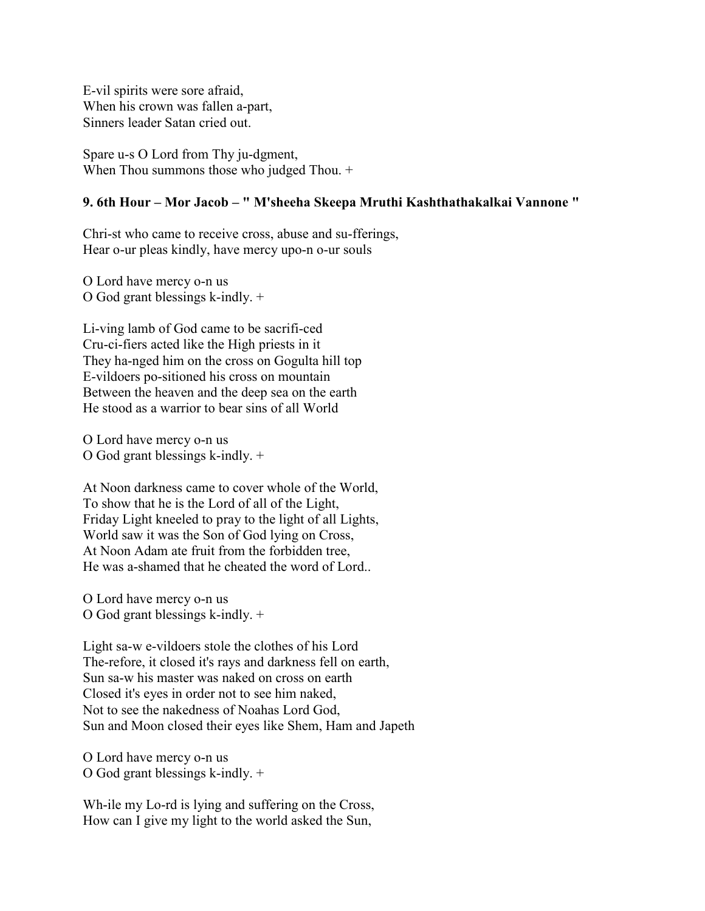E-vil spirits were sore afraid,
When his crown was fallen a-part,
Sinners leader Satan cried out.

Spare u-s O Lord from Thy ju-dgment,
When Thou summons those who judged Thou. +

**9. 6th Hour – Mor Jacob – " M'sheeha Skeepa Mruthi Kashthathakalkai Vannone "**

Chri-st who came to receive cross, abuse and su-fferings,
Hear o-ur pleas kindly, have mercy upo-n o-ur souls

O Lord have mercy o-n us
O God grant blessings k-indly. +

Li-ving lamb of God came to be sacrifi-ced
Cru-ci-fiers acted like the High priests in it
They ha-nged him on the cross on Gogulta hill top
E-vildoers po-sitioned his cross on mountain
Between the heaven and the deep sea on the earth
He stood as a warrior to bear sins of all World

O Lord have mercy o-n us
O God grant blessings k-indly. +

At Noon darkness came to cover whole of the World,
To show that he is the Lord of all of the Light,
Friday Light kneeled to pray to the light of all Lights,
World saw it was the Son of God lying on Cross,
At Noon Adam ate fruit from the forbidden tree,
He was a-shamed that he cheated the word of Lord..

O Lord have mercy o-n us
O God grant blessings k-indly. +

Light sa-w e-vildoers stole the clothes of his Lord
The-refore, it closed it's rays and darkness fell on earth,
Sun sa-w his master was naked on cross on earth
Closed it's eyes in order not to see him naked,
Not to see the nakedness of Noahas Lord God,
Sun and Moon closed their eyes like Shem, Ham and Japeth

O Lord have mercy o-n us
O God grant blessings k-indly. +

Wh-ile my Lo-rd is lying and suffering on the Cross,
How can I give my light to the world asked the Sun,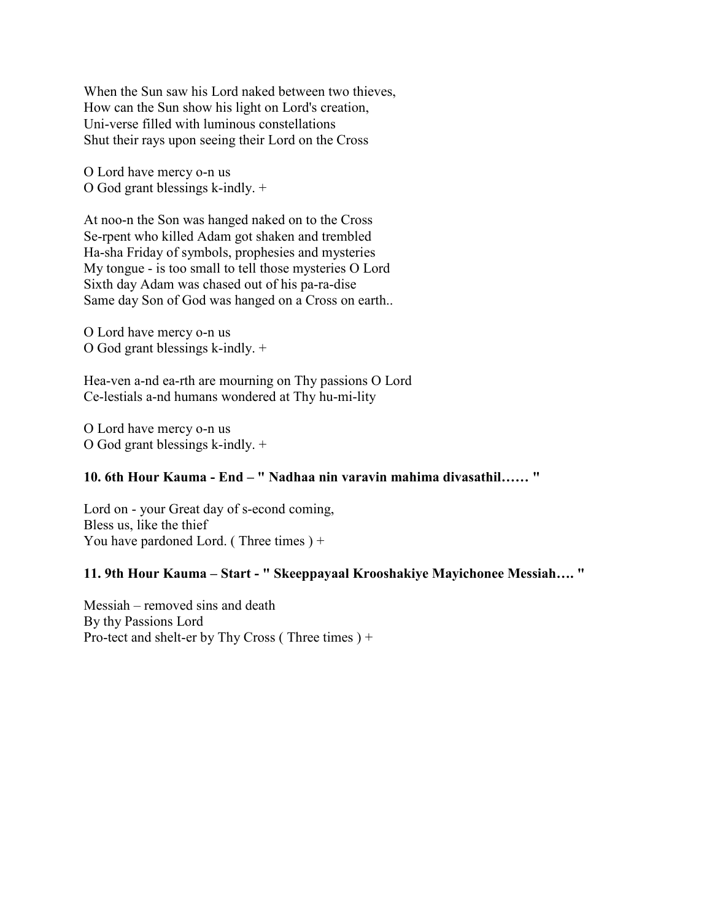When the Sun saw his Lord naked between two thieves,
How can the Sun show his light on Lord's creation,
Uni-verse filled with luminous constellations
Shut their rays upon seeing their Lord on the Cross

O Lord have mercy o-n us
O God grant blessings k-indly. +

At noo-n the Son was hanged naked on to the Cross
Se-rpent who killed Adam got shaken and trembled
Ha-sha Friday of symbols, prophesies and mysteries
My tongue - is too small to tell those mysteries O Lord
Sixth day Adam was chased out of his pa-ra-dise
Same day Son of God was hanged on a Cross on earth..

O Lord have mercy o-n us
O God grant blessings k-indly. +

Hea-ven a-nd ea-rth are mourning on Thy passions O Lord
Ce-lestials a-nd humans wondered at Thy hu-mi-lity

O Lord have mercy o-n us
O God grant blessings k-indly. +

**10. 6th Hour Kauma - End – " Nadhaa nin varavin mahima divasathil…… "**

Lord on - your Great day of s-econd coming,
Bless us, like the thief
You have pardoned Lord. ( Three times ) +

**11. 9th Hour Kauma – Start - " Skeeppayaal Krooshakiye Mayichonee Messiah…. "**

Messiah – removed sins and death
By thy Passions Lord
Pro-tect and shelt-er by Thy Cross ( Three times ) +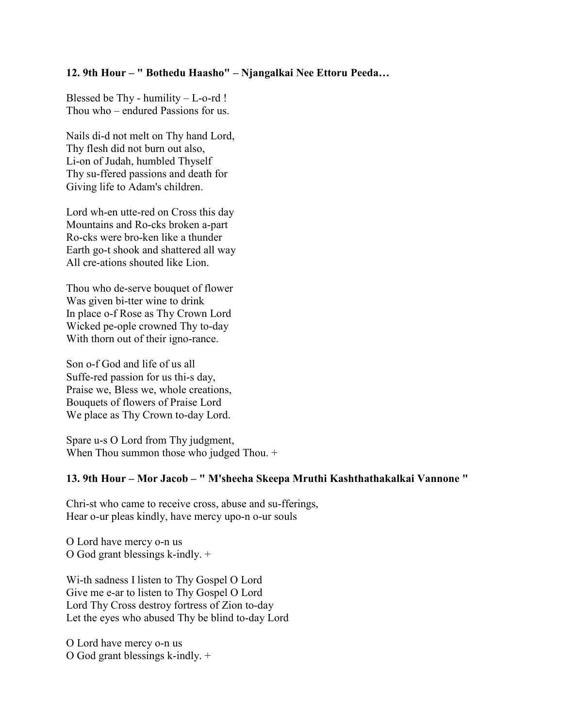**12. 9th Hour – " Bothedu Haasho" – Njangalkai Nee Ettoru Peeda…**

Blessed be Thy - humility – L-o-rd !
Thou who – endured Passions for us.

Nails di-d not melt on Thy hand Lord,
Thy flesh did not burn out also,
Li-on of Judah, humbled Thyself
Thy su-ffered passions and death for
Giving life to Adam's children.

Lord wh-en utte-red on Cross this day
Mountains and Ro-cks broken a-part
Ro-cks were bro-ken like a thunder
Earth go-t shook and shattered all way
All cre-ations shouted like Lion.

Thou who de-serve bouquet of flower
Was given bi-tter wine to drink
In place o-f Rose as Thy Crown Lord
Wicked pe-ople crowned Thy to-day
With thorn out of their igno-rance.

Son o-f God and life of us all
Suffe-red passion for us thi-s day,
Praise we, Bless we, whole creations,
Bouquets of flowers of Praise Lord
We place as Thy Crown to-day Lord.

Spare u-s O Lord from Thy judgment,
When Thou summon those who judged Thou. +

**13. 9th Hour – Mor Jacob – " M'sheeha Skeepa Mruthi Kashthathakalkai Vannone "**

Chri-st who came to receive cross, abuse and su-fferings,
Hear o-ur pleas kindly, have mercy upo-n o-ur souls

O Lord have mercy o-n us
O God grant blessings k-indly. +

Wi-th sadness I listen to Thy Gospel O Lord
Give me e-ar to listen to Thy Gospel O Lord
Lord Thy Cross destroy fortress of Zion to-day
Let the eyes who abused Thy be blind to-day Lord

O Lord have mercy o-n us
O God grant blessings k-indly. +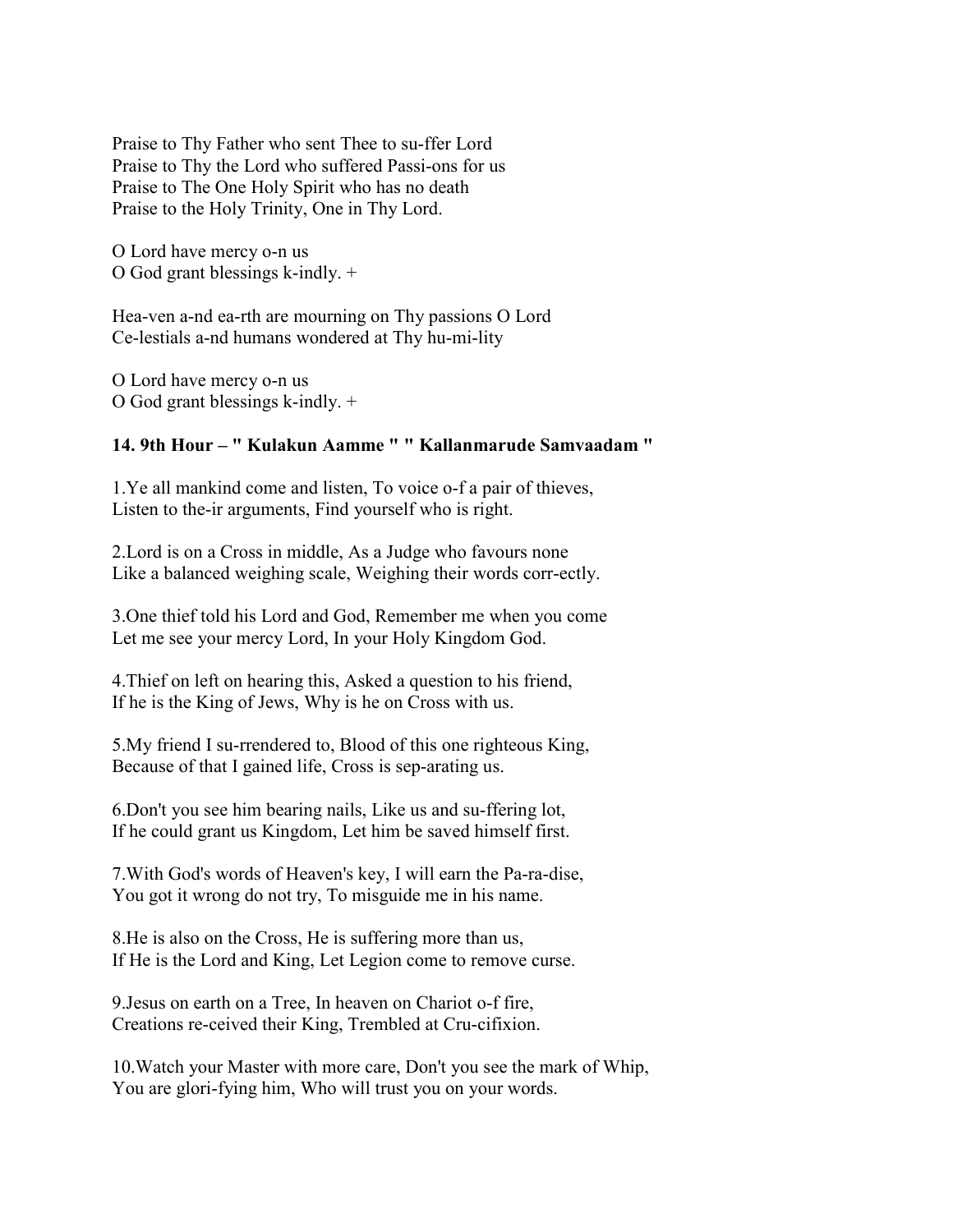Praise to Thy Father who sent Thee to su-ffer Lord
Praise to Thy the Lord who suffered Passi-ons for us
Praise to The One Holy Spirit who has no death
Praise to the Holy Trinity, One in Thy Lord.

O Lord have mercy o-n us
O God grant blessings k-indly. +

Hea-ven a-nd ea-rth are mourning on Thy passions O Lord
Ce-lestials a-nd humans wondered at Thy hu-mi-lity

O Lord have mercy o-n us
O God grant blessings k-indly. +

**14. 9th Hour – " Kulakun Aamme " " Kallanmarude Samvaadam "**

1.Ye all mankind come and listen, To voice o-f a pair of thieves,
Listen to the-ir arguments, Find yourself who is right.

2.Lord is on a Cross in middle, As a Judge who favours none
Like a balanced weighing scale, Weighing their words corr-ectly.

3.One thief told his Lord and God, Remember me when you come
Let me see your mercy Lord, In your Holy Kingdom God.

4.Thief on left on hearing this, Asked a question to his friend,
If he is the King of Jews, Why is he on Cross with us.

5.My friend I su-rrendered to, Blood of this one righteous King,
Because of that I gained life, Cross is sep-arating us.

6.Don't you see him bearing nails, Like us and su-ffering lot,
If he could grant us Kingdom, Let him be saved himself first.

7.With God's words of Heaven's key, I will earn the Pa-ra-dise,
You got it wrong do not try, To misguide me in his name.

8.He is also on the Cross, He is suffering more than us,
If He is the Lord and King, Let Legion come to remove curse.

9.Jesus on earth on a Tree, In heaven on Chariot o-f fire,
Creations re-ceived their King, Trembled at Cru-cifixion.

10.Watch your Master with more care, Don't you see the mark of Whip,
You are glori-fying him, Who will trust you on your words.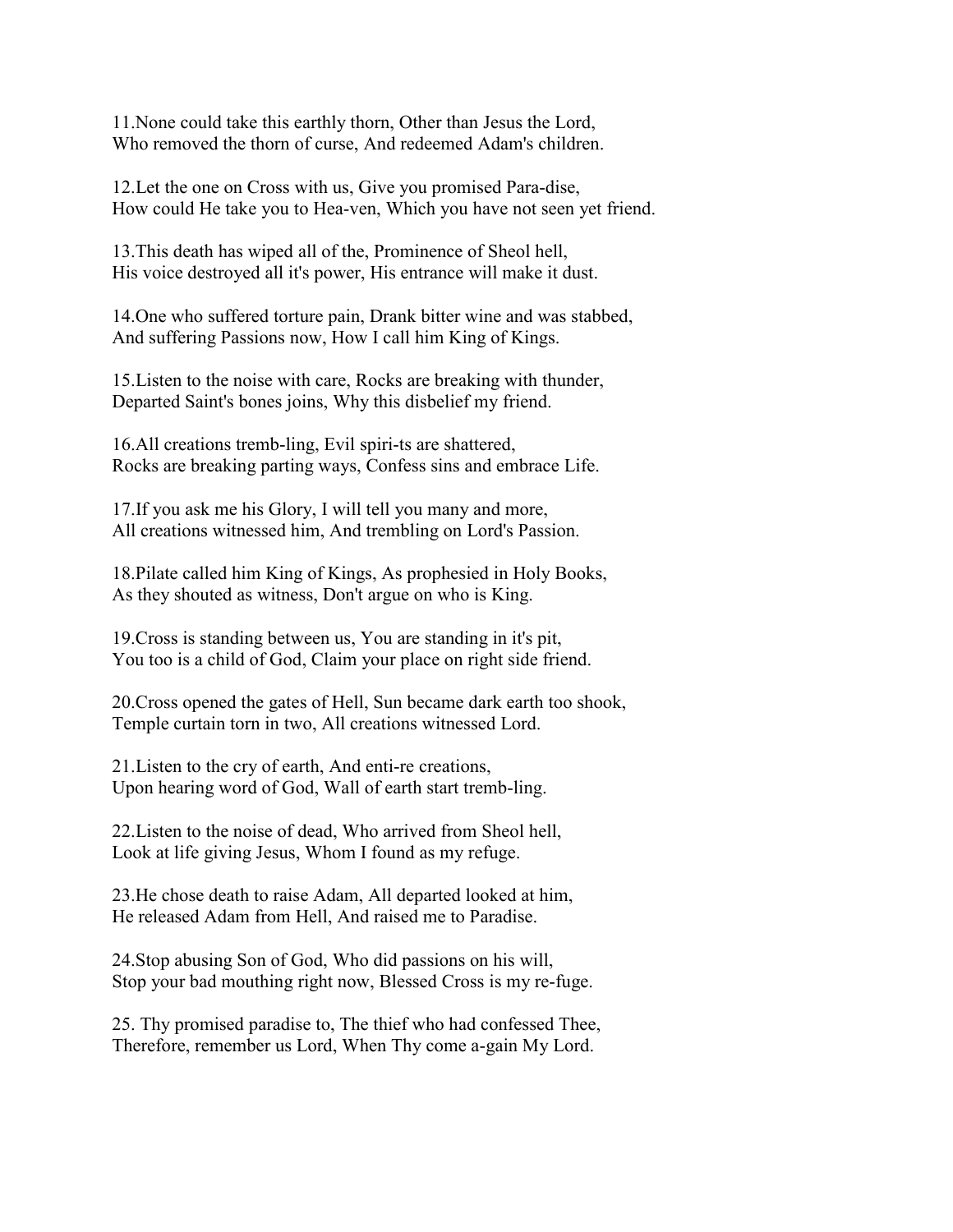11.None could take this earthly thorn, Other than Jesus the Lord,
Who removed the thorn of curse, And redeemed Adam's children.

12.Let the one on Cross with us, Give you promised Para-dise,
How could He take you to Hea-ven, Which you have not seen yet friend.

13.This death has wiped all of the, Prominence of Sheol hell,
His voice destroyed all it's power, His entrance will make it dust.

14.One who suffered torture pain, Drank bitter wine and was stabbed,
And suffering Passions now, How I call him King of Kings.

15.Listen to the noise with care, Rocks are breaking with thunder,
Departed Saint's bones joins, Why this disbelief my friend.

16.All creations tremb-ling, Evil spiri-ts are shattered,
Rocks are breaking parting ways, Confess sins and embrace Life.

17.If you ask me his Glory, I will tell you many and more,
All creations witnessed him, And trembling on Lord's Passion.

18.Pilate called him King of Kings, As prophesied in Holy Books,
As they shouted as witness, Don't argue on who is King.

19.Cross is standing between us, You are standing in it's pit,
You too is a child of God, Claim your place on right side friend.

20.Cross opened the gates of Hell, Sun became dark earth too shook,
Temple curtain torn in two, All creations witnessed Lord.

21.Listen to the cry of earth, And enti-re creations,
Upon hearing word of God, Wall of earth start tremb-ling.

22.Listen to the noise of dead, Who arrived from Sheol hell,
Look at life giving Jesus, Whom I found as my refuge.

23.He chose death to raise Adam, All departed looked at him,
He released Adam from Hell, And raised me to Paradise.

24.Stop abusing Son of God, Who did passions on his will,
Stop your bad mouthing right now, Blessed Cross is my re-fuge.

25. Thy promised paradise to, The thief who had confessed Thee,
Therefore, remember us Lord, When Thy come a-gain My Lord.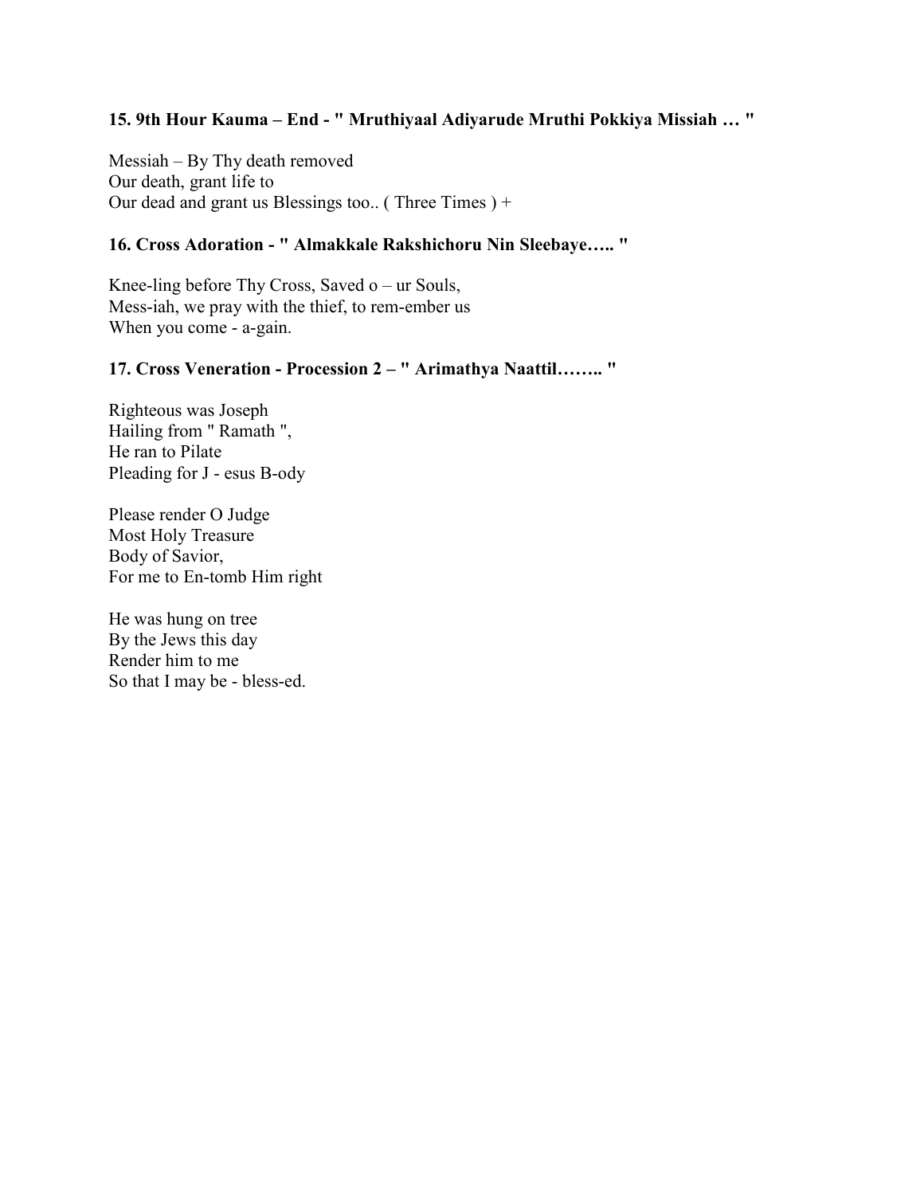**15. 9th Hour Kauma – End - " Mruthiyaal Adiyarude Mruthi Pokkiya Missiah … "**

Messiah – By Thy death removed  
Our death, grant life to  
Our dead and grant us Blessings too.. ( Three Times ) +

**16. Cross Adoration - " Almakkale Rakshichoru Nin Sleebaye….. "**

Knee-ling before Thy Cross, Saved o – ur Souls,  
Mess-iah, we pray with the thief, to rem-ember us  
When you come - a-gain.

**17. Cross Veneration - Procession 2 – " Arimathya Naattil…….. "**

Righteous was Joseph  
Hailing from " Ramath ",  
He ran to Pilate  
Pleading for J - esus B-ody

Please render O Judge  
Most Holy Treasure  
Body of Savior,  
For me to En-tomb Him right

He was hung on tree  
By the Jews this day  
Render him to me  
So that I may be - bless-ed.